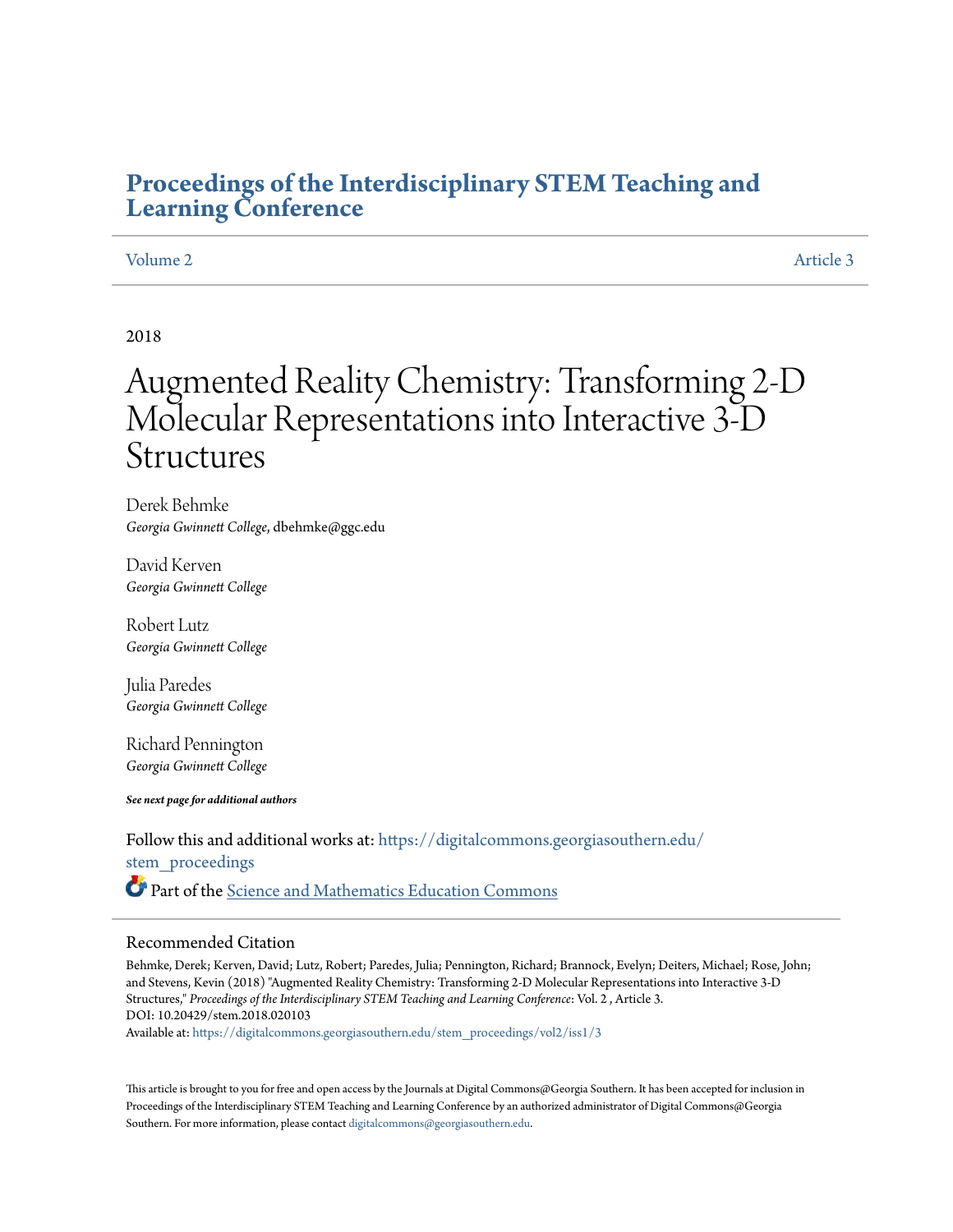# Proceedings of the Interdisciplinary STEM Teaching and Learning Conference

Volume 2 | Article 3

2018

# Augmented Reality Chemistry: Transforming 2-D Molecular Representations into Interactive 3-D Structures

Derek Behmke
*Georgia Gwinnett College*, dbehmke@ggc.edu

David Kerven
*Georgia Gwinnett College*

Robert Lutz
*Georgia Gwinnett College*

Julia Paredes
*Georgia Gwinnett College*

Richard Pennington
*Georgia Gwinnett College*

***See next page for additional authors***

Follow this and additional works at: https://digitalcommons.georgiasouthern.edu/stem_proceedings

Part of the Science and Mathematics Education Commons

## Recommended Citation

Behmke, Derek; Kerven, David; Lutz, Robert; Paredes, Julia; Pennington, Richard; Brannock, Evelyn; Deiters, Michael; Rose, John; and Stevens, Kevin (2018) "Augmented Reality Chemistry: Transforming 2-D Molecular Representations into Interactive 3-D Structures," *Proceedings of the Interdisciplinary STEM Teaching and Learning Conference*: Vol. 2 , Article 3.
DOI: 10.20429/stem.2018.020103
Available at: https://digitalcommons.georgiasouthern.edu/stem_proceedings/vol2/iss1/3

This article is brought to you for free and open access by the Journals at Digital Commons@Georgia Southern. It has been accepted for inclusion in Proceedings of the Interdisciplinary STEM Teaching and Learning Conference by an authorized administrator of Digital Commons@Georgia Southern. For more information, please contact digitalcommons@georgiasouthern.edu.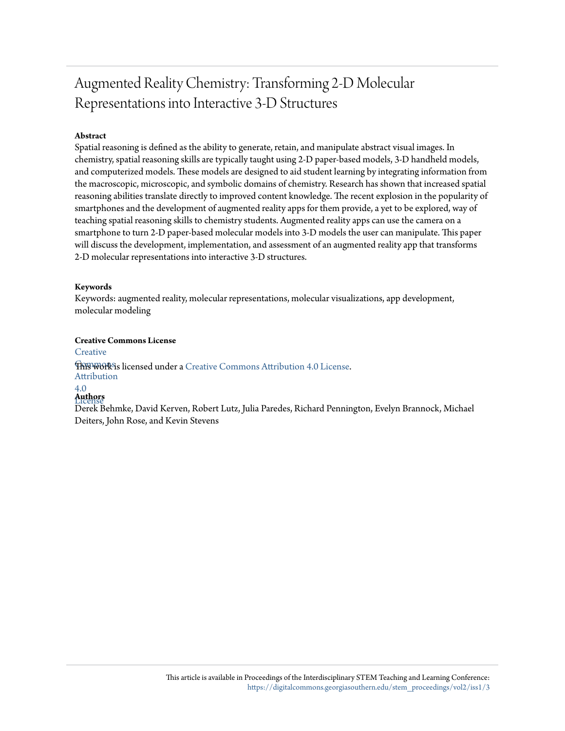# Augmented Reality Chemistry: Transforming 2-D Molecular Representations into Interactive 3-D Structures

**Abstract**

Spatial reasoning is defined as the ability to generate, retain, and manipulate abstract visual images. In chemistry, spatial reasoning skills are typically taught using 2-D paper-based models, 3-D handheld models, and computerized models. These models are designed to aid student learning by integrating information from the macroscopic, microscopic, and symbolic domains of chemistry. Research has shown that increased spatial reasoning abilities translate directly to improved content knowledge. The recent explosion in the popularity of smartphones and the development of augmented reality apps for them provide, a yet to be explored, way of teaching spatial reasoning skills to chemistry students. Augmented reality apps can use the camera on a smartphone to turn 2-D paper-based molecular models into 3-D models the user can manipulate. This paper will discuss the development, implementation, and assessment of an augmented reality app that transforms 2-D molecular representations into interactive 3-D structures.

**Keywords**

Keywords: augmented reality, molecular representations, molecular visualizations, app development, molecular modeling

**Creative Commons License**

This work is licensed under a Creative Commons Attribution 4.0 License.

**Authors**

Derek Behmke, David Kerven, Robert Lutz, Julia Paredes, Richard Pennington, Evelyn Brannock, Michael Deiters, John Rose, and Kevin Stevens

This article is available in Proceedings of the Interdisciplinary STEM Teaching and Learning Conference: https://digitalcommons.georgiasouthern.edu/stem_proceedings/vol2/iss1/3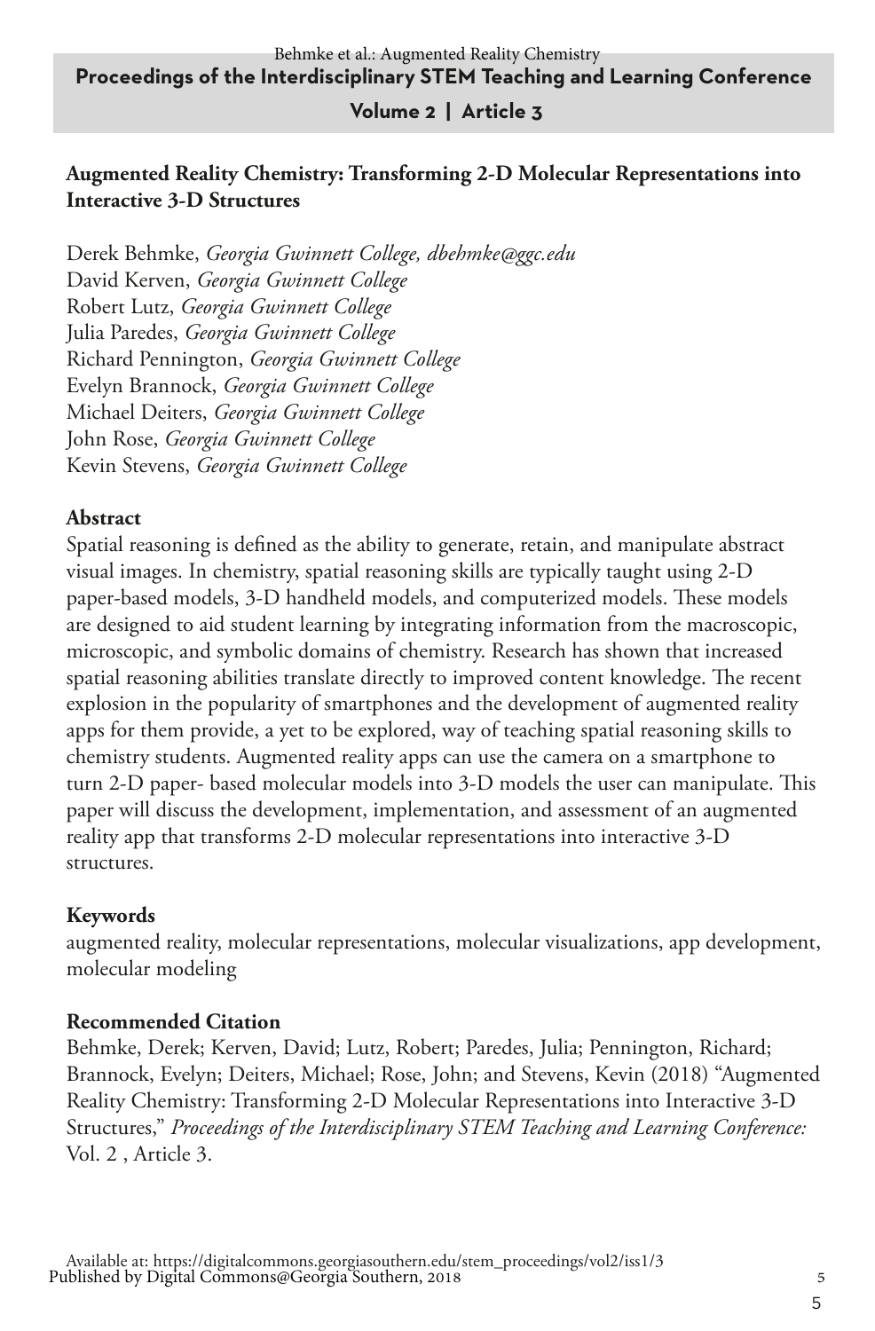# Augmented Reality Chemistry: Transforming 2-D Molecular Representations into Interactive 3-D Structures

Derek Behmke, *Georgia Gwinnett College, dbehmke@ggc.edu*
David Kerven, *Georgia Gwinnett College*
Robert Lutz, *Georgia Gwinnett College*
Julia Paredes, *Georgia Gwinnett College*
Richard Pennington, *Georgia Gwinnett College*
Evelyn Brannock, *Georgia Gwinnett College*
Michael Deiters, *Georgia Gwinnett College*
John Rose, *Georgia Gwinnett College*
Kevin Stevens, *Georgia Gwinnett College*

## Abstract

Spatial reasoning is defined as the ability to generate, retain, and manipulate abstract visual images. In chemistry, spatial reasoning skills are typically taught using 2-D paper-based models, 3-D handheld models, and computerized models. These models are designed to aid student learning by integrating information from the macroscopic, microscopic, and symbolic domains of chemistry. Research has shown that increased spatial reasoning abilities translate directly to improved content knowledge. The recent explosion in the popularity of smartphones and the development of augmented reality apps for them provide, a yet to be explored, way of teaching spatial reasoning skills to chemistry students. Augmented reality apps can use the camera on a smartphone to turn 2-D paper- based molecular models into 3-D models the user can manipulate. This paper will discuss the development, implementation, and assessment of an augmented reality app that transforms 2-D molecular representations into interactive 3-D structures.

## Keywords

augmented reality, molecular representations, molecular visualizations, app development, molecular modeling

## Recommended Citation

Behmke, Derek; Kerven, David; Lutz, Robert; Paredes, Julia; Pennington, Richard; Brannock, Evelyn; Deiters, Michael; Rose, John; and Stevens, Kevin (2018) "Augmented Reality Chemistry: Transforming 2-D Molecular Representations into Interactive 3-D Structures," *Proceedings of the Interdisciplinary STEM Teaching and Learning Conference:* Vol. 2 , Article 3.

Available at: https://digitalcommons.georgiasouthern.edu/stem_proceedings/vol2/iss1/3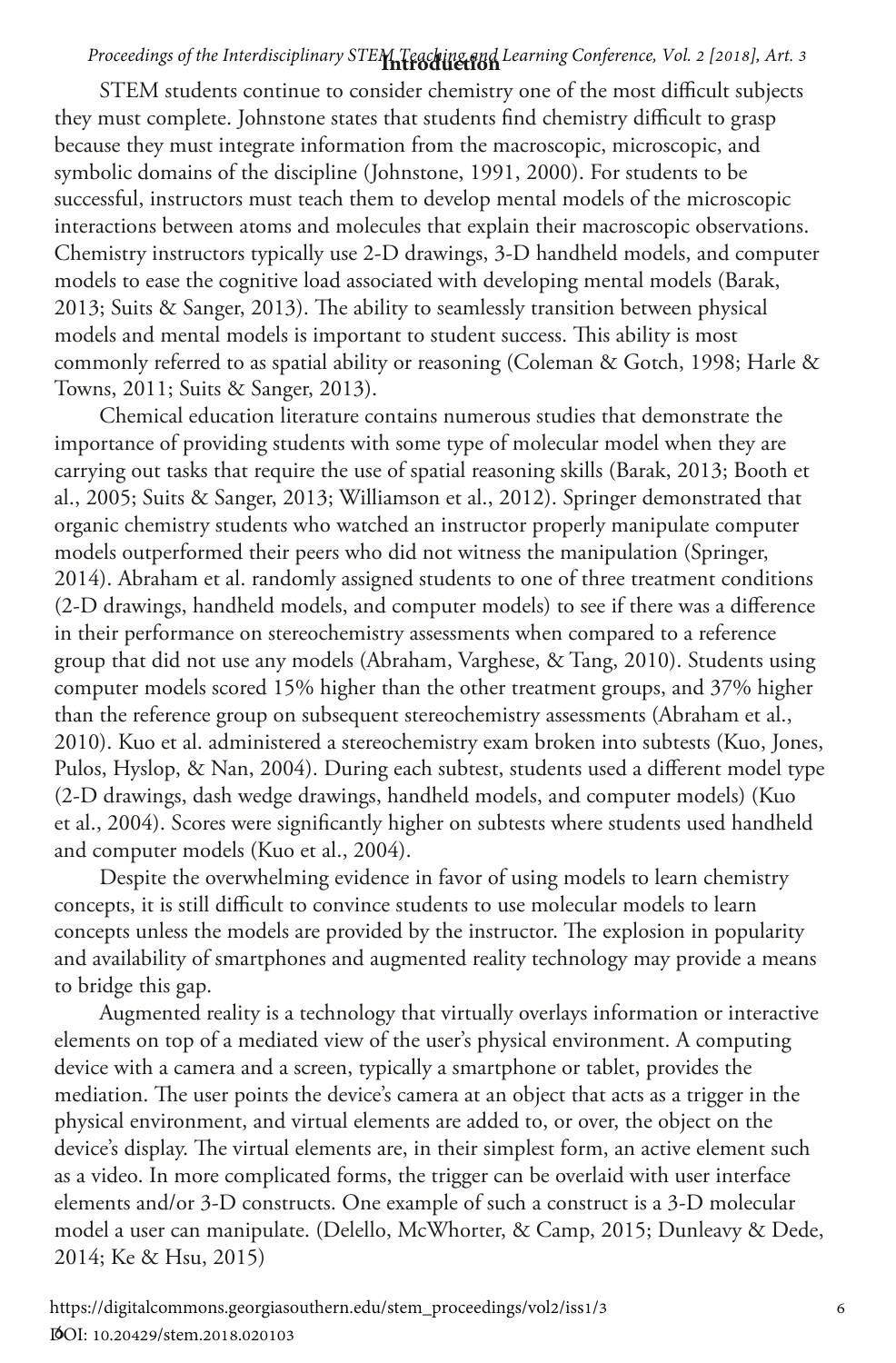# Introduction

STEM students continue to consider chemistry one of the most difficult subjects they must complete. Johnstone states that students find chemistry difficult to grasp because they must integrate information from the macroscopic, microscopic, and symbolic domains of the discipline (Johnstone, 1991, 2000). For students to be successful, instructors must teach them to develop mental models of the microscopic interactions between atoms and molecules that explain their macroscopic observations. Chemistry instructors typically use 2-D drawings, 3-D handheld models, and computer models to ease the cognitive load associated with developing mental models (Barak, 2013; Suits & Sanger, 2013). The ability to seamlessly transition between physical models and mental models is important to student success. This ability is most commonly referred to as spatial ability or reasoning (Coleman & Gotch, 1998; Harle & Towns, 2011; Suits & Sanger, 2013).

Chemical education literature contains numerous studies that demonstrate the importance of providing students with some type of molecular model when they are carrying out tasks that require the use of spatial reasoning skills (Barak, 2013; Booth et al., 2005; Suits & Sanger, 2013; Williamson et al., 2012). Springer demonstrated that organic chemistry students who watched an instructor properly manipulate computer models outperformed their peers who did not witness the manipulation (Springer, 2014). Abraham et al. randomly assigned students to one of three treatment conditions (2-D drawings, handheld models, and computer models) to see if there was a difference in their performance on stereochemistry assessments when compared to a reference group that did not use any models (Abraham, Varghese, & Tang, 2010). Students using computer models scored 15% higher than the other treatment groups, and 37% higher than the reference group on subsequent stereochemistry assessments (Abraham et al., 2010). Kuo et al. administered a stereochemistry exam broken into subtests (Kuo, Jones, Pulos, Hyslop, & Nan, 2004). During each subtest, students used a different model type (2-D drawings, dash wedge drawings, handheld models, and computer models) (Kuo et al., 2004). Scores were significantly higher on subtests where students used handheld and computer models (Kuo et al., 2004).

Despite the overwhelming evidence in favor of using models to learn chemistry concepts, it is still difficult to convince students to use molecular models to learn concepts unless the models are provided by the instructor. The explosion in popularity and availability of smartphones and augmented reality technology may provide a means to bridge this gap.

Augmented reality is a technology that virtually overlays information or interactive elements on top of a mediated view of the user's physical environment. A computing device with a camera and a screen, typically a smartphone or tablet, provides the mediation. The user points the device's camera at an object that acts as a trigger in the physical environment, and virtual elements are added to, or over, the object on the device's display. The virtual elements are, in their simplest form, an active element such as a video. In more complicated forms, the trigger can be overlaid with user interface elements and/or 3-D constructs. One example of such a construct is a 3-D molecular model a user can manipulate. (Delello, McWhorter, & Camp, 2015; Dunleavy & Dede, 2014; Ke & Hsu, 2015)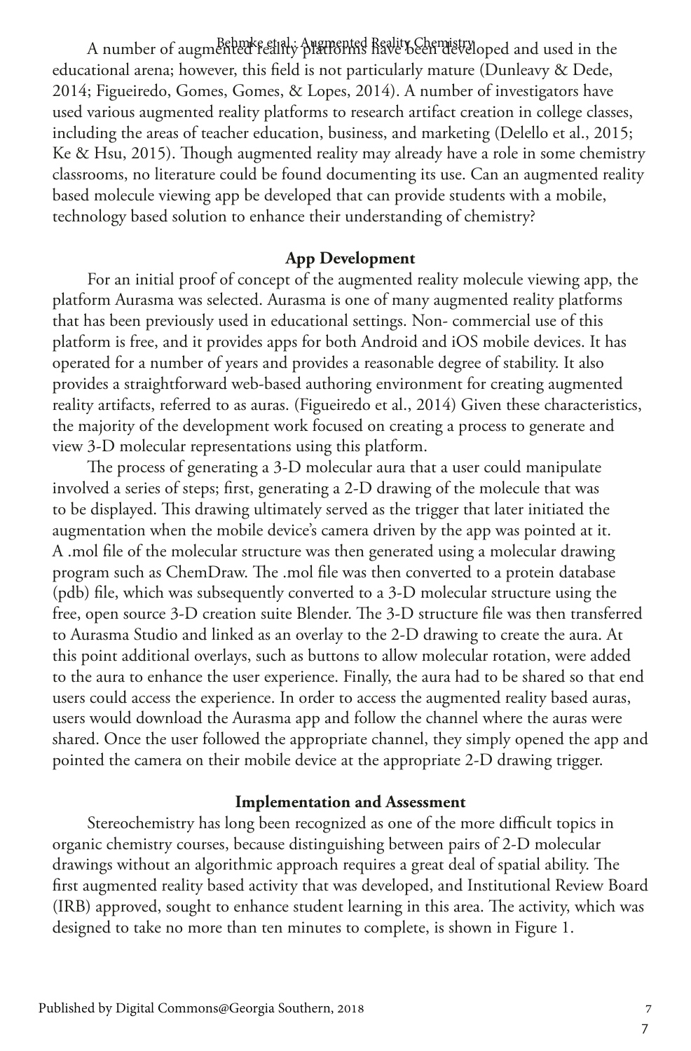A number of augmented reality platforms have been developed and used in the educational arena; however, this field is not particularly mature (Dunleavy & Dede, 2014; Figueiredo, Gomes, Gomes, & Lopes, 2014). A number of investigators have used various augmented reality platforms to research artifact creation in college classes, including the areas of teacher education, business, and marketing (Delello et al., 2015; Ke & Hsu, 2015). Though augmented reality may already have a role in some chemistry classrooms, no literature could be found documenting its use. Can an augmented reality based molecule viewing app be developed that can provide students with a mobile, technology based solution to enhance their understanding of chemistry?

## App Development

For an initial proof of concept of the augmented reality molecule viewing app, the platform Aurasma was selected. Aurasma is one of many augmented reality platforms that has been previously used in educational settings. Non- commercial use of this platform is free, and it provides apps for both Android and iOS mobile devices. It has operated for a number of years and provides a reasonable degree of stability. It also provides a straightforward web-based authoring environment for creating augmented reality artifacts, referred to as auras. (Figueiredo et al., 2014) Given these characteristics, the majority of the development work focused on creating a process to generate and view 3-D molecular representations using this platform.

The process of generating a 3-D molecular aura that a user could manipulate involved a series of steps; first, generating a 2-D drawing of the molecule that was to be displayed. This drawing ultimately served as the trigger that later initiated the augmentation when the mobile device's camera driven by the app was pointed at it. A .mol file of the molecular structure was then generated using a molecular drawing program such as ChemDraw. The .mol file was then converted to a protein database (pdb) file, which was subsequently converted to a 3-D molecular structure using the free, open source 3-D creation suite Blender. The 3-D structure file was then transferred to Aurasma Studio and linked as an overlay to the 2-D drawing to create the aura. At this point additional overlays, such as buttons to allow molecular rotation, were added to the aura to enhance the user experience. Finally, the aura had to be shared so that end users could access the experience. In order to access the augmented reality based auras, users would download the Aurasma app and follow the channel where the auras were shared. Once the user followed the appropriate channel, they simply opened the app and pointed the camera on their mobile device at the appropriate 2-D drawing trigger.

## Implementation and Assessment

Stereochemistry has long been recognized as one of the more difficult topics in organic chemistry courses, because distinguishing between pairs of 2-D molecular drawings without an algorithmic approach requires a great deal of spatial ability. The first augmented reality based activity that was developed, and Institutional Review Board (IRB) approved, sought to enhance student learning in this area. The activity, which was designed to take no more than ten minutes to complete, is shown in Figure 1.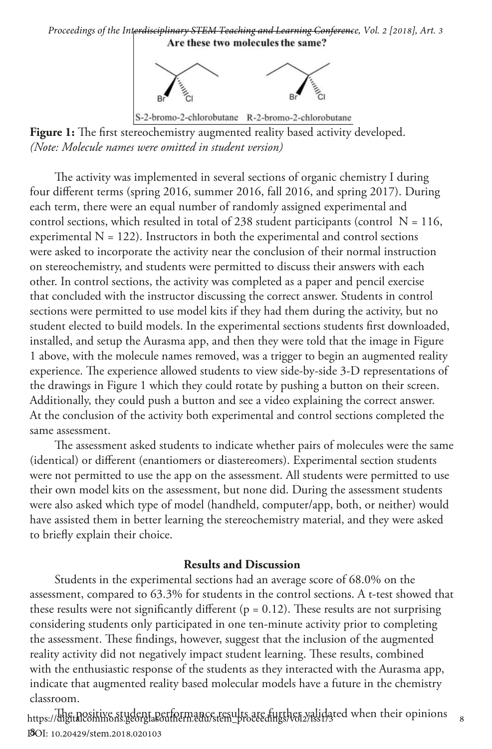Are these two molecules the same?

S-2-bromo-2-chlorobutane R-2-bromo-2-chlorobutane

**Figure 1:** The first stereochemistry augmented reality based activity developed. *(Note: Molecule names were omitted in student version)*

The activity was implemented in several sections of organic chemistry I during four different terms (spring 2016, summer 2016, fall 2016, and spring 2017). During each term, there were an equal number of randomly assigned experimental and control sections, which resulted in total of 238 student participants (control N = 116, experimental N = 122). Instructors in both the experimental and control sections were asked to incorporate the activity near the conclusion of their normal instruction on stereochemistry, and students were permitted to discuss their answers with each other. In control sections, the activity was completed as a paper and pencil exercise that concluded with the instructor discussing the correct answer. Students in control sections were permitted to use model kits if they had them during the activity, but no student elected to build models. In the experimental sections students first downloaded, installed, and setup the Aurasma app, and then they were told that the image in Figure 1 above, with the molecule names removed, was a trigger to begin an augmented reality experience. The experience allowed students to view side-by-side 3-D representations of the drawings in Figure 1 which they could rotate by pushing a button on their screen. Additionally, they could push a button and see a video explaining the correct answer. At the conclusion of the activity both experimental and control sections completed the same assessment.

The assessment asked students to indicate whether pairs of molecules were the same (identical) or different (enantiomers or diastereomers). Experimental section students were not permitted to use the app on the assessment. All students were permitted to use their own model kits on the assessment, but none did. During the assessment students were also asked which type of model (handheld, computer/app, both, or neither) would have assisted them in better learning the stereochemistry material, and they were asked to briefly explain their choice.

## Results and Discussion

Students in the experimental sections had an average score of 68.0% on the assessment, compared to 63.3% for students in the control sections. A t-test showed that these results were not significantly different ($p = 0.12$). These results are not surprising considering students only participated in one ten-minute activity prior to completing the assessment. These findings, however, suggest that the inclusion of the augmented reality activity did not negatively impact student learning. These results, combined with the enthusiastic response of the students as they interacted with the Aurasma app, indicate that augmented reality based molecular models have a future in the chemistry classroom.

The positive student performance results are further validated when their opinions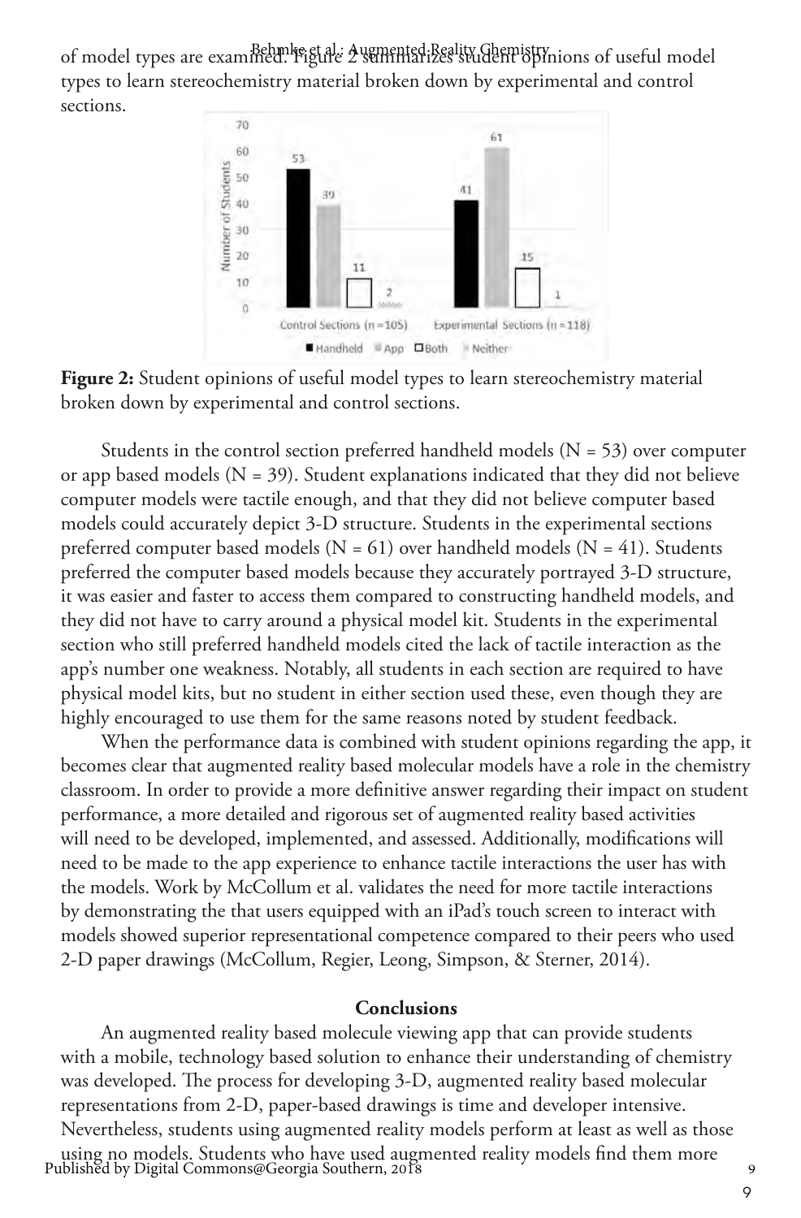of model types are examined. Figure 2 summarizes student opinions of useful model types to learn stereochemistry material broken down by experimental and control sections.

**Figure 2:** Student opinions of useful model types to learn stereochemistry material broken down by experimental and control sections.

Students in the control section preferred handheld models (N = 53) over computer or app based models (N = 39). Student explanations indicated that they did not believe computer models were tactile enough, and that they did not believe computer based models could accurately depict 3-D structure. Students in the experimental sections preferred computer based models (N = 61) over handheld models (N = 41). Students preferred the computer based models because they accurately portrayed 3-D structure, it was easier and faster to access them compared to constructing handheld models, and they did not have to carry around a physical model kit. Students in the experimental section who still preferred handheld models cited the lack of tactile interaction as the app's number one weakness. Notably, all students in each section are required to have physical model kits, but no student in either section used these, even though they are highly encouraged to use them for the same reasons noted by student feedback.

When the performance data is combined with student opinions regarding the app, it becomes clear that augmented reality based molecular models have a role in the chemistry classroom. In order to provide a more definitive answer regarding their impact on student performance, a more detailed and rigorous set of augmented reality based activities will need to be developed, implemented, and assessed. Additionally, modifications will need to be made to the app experience to enhance tactile interactions the user has with the models. Work by McCollum et al. validates the need for more tactile interactions by demonstrating the that users equipped with an iPad's touch screen to interact with models showed superior representational competence compared to their peers who used 2-D paper drawings (McCollum, Regier, Leong, Simpson, & Sterner, 2014).

## Conclusions

An augmented reality based molecule viewing app that can provide students with a mobile, technology based solution to enhance their understanding of chemistry was developed. The process for developing 3-D, augmented reality based molecular representations from 2-D, paper-based drawings is time and developer intensive. Nevertheless, students using augmented reality models perform at least as well as those using no models. Students who have used augmented reality models find them more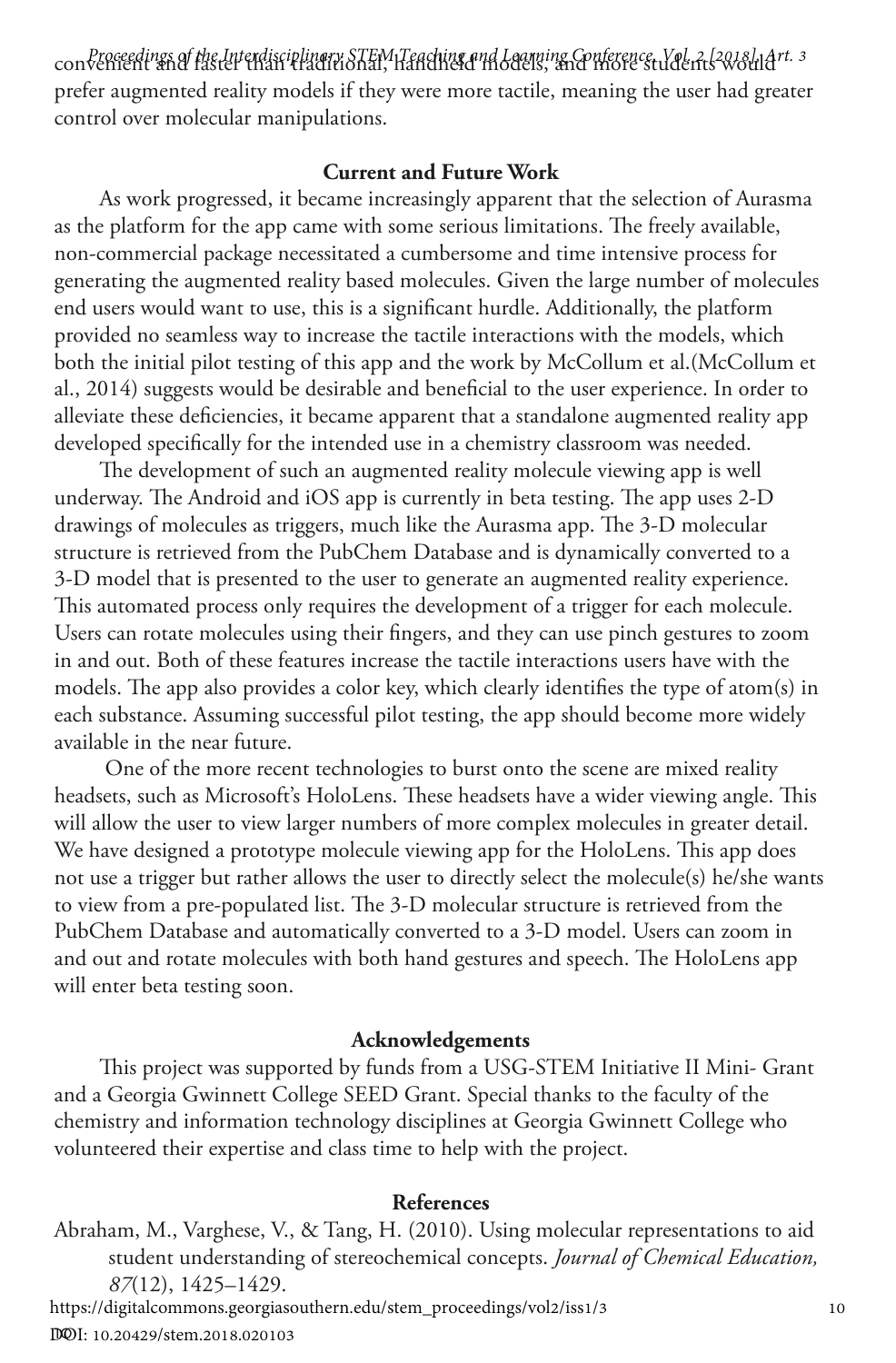convenient and faster than traditional, handheld models, and more students would prefer augmented reality models if they were more tactile, meaning the user had greater control over molecular manipulations.

## Current and Future Work

As work progressed, it became increasingly apparent that the selection of Aurasma as the platform for the app came with some serious limitations. The freely available, non-commercial package necessitated a cumbersome and time intensive process for generating the augmented reality based molecules. Given the large number of molecules end users would want to use, this is a significant hurdle. Additionally, the platform provided no seamless way to increase the tactile interactions with the models, which both the initial pilot testing of this app and the work by McCollum et al.(McCollum et al., 2014) suggests would be desirable and beneficial to the user experience. In order to alleviate these deficiencies, it became apparent that a standalone augmented reality app developed specifically for the intended use in a chemistry classroom was needed.

The development of such an augmented reality molecule viewing app is well underway. The Android and iOS app is currently in beta testing. The app uses 2-D drawings of molecules as triggers, much like the Aurasma app. The 3-D molecular structure is retrieved from the PubChem Database and is dynamically converted to a 3-D model that is presented to the user to generate an augmented reality experience. This automated process only requires the development of a trigger for each molecule. Users can rotate molecules using their fingers, and they can use pinch gestures to zoom in and out. Both of these features increase the tactile interactions users have with the models. The app also provides a color key, which clearly identifies the type of atom(s) in each substance. Assuming successful pilot testing, the app should become more widely available in the near future.

One of the more recent technologies to burst onto the scene are mixed reality headsets, such as Microsoft's HoloLens. These headsets have a wider viewing angle. This will allow the user to view larger numbers of more complex molecules in greater detail. We have designed a prototype molecule viewing app for the HoloLens. This app does not use a trigger but rather allows the user to directly select the molecule(s) he/she wants to view from a pre-populated list. The 3-D molecular structure is retrieved from the PubChem Database and automatically converted to a 3-D model. Users can zoom in and out and rotate molecules with both hand gestures and speech. The HoloLens app will enter beta testing soon.

## Acknowledgements

This project was supported by funds from a USG-STEM Initiative II Mini- Grant and a Georgia Gwinnett College SEED Grant. Special thanks to the faculty of the chemistry and information technology disciplines at Georgia Gwinnett College who volunteered their expertise and class time to help with the project.

## References

Abraham, M., Varghese, V., & Tang, H. (2010). Using molecular representations to aid student understanding of stereochemical concepts. *Journal of Chemical Education, 87*(12), 1425–1429.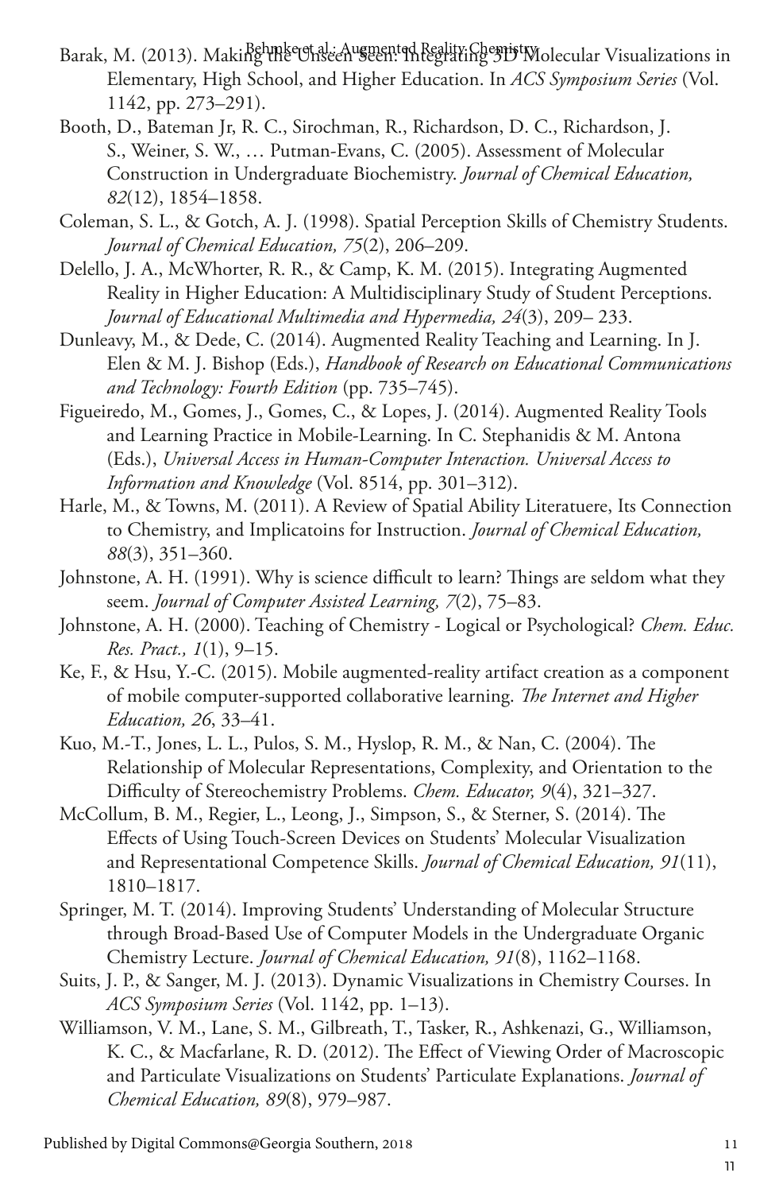Barak, M. (2013). Making the Unseen Seen: Integrating 3D Molecular Visualizations in Elementary, High School, and Higher Education. In *ACS Symposium Series* (Vol. 1142, pp. 273–291).

Booth, D., Bateman Jr, R. C., Sirochman, R., Richardson, D. C., Richardson, J. S., Weiner, S. W., … Putman-Evans, C. (2005). Assessment of Molecular Construction in Undergraduate Biochemistry. *Journal of Chemical Education, 82*(12), 1854–1858.

Coleman, S. L., & Gotch, A. J. (1998). Spatial Perception Skills of Chemistry Students. *Journal of Chemical Education, 75*(2), 206–209.

Delello, J. A., McWhorter, R. R., & Camp, K. M. (2015). Integrating Augmented Reality in Higher Education: A Multidisciplinary Study of Student Perceptions. *Journal of Educational Multimedia and Hypermedia, 24*(3), 209– 233.

Dunleavy, M., & Dede, C. (2014). Augmented Reality Teaching and Learning. In J. Elen & M. J. Bishop (Eds.), *Handbook of Research on Educational Communications and Technology: Fourth Edition* (pp. 735–745).

Figueiredo, M., Gomes, J., Gomes, C., & Lopes, J. (2014). Augmented Reality Tools and Learning Practice in Mobile-Learning. In C. Stephanidis & M. Antona (Eds.), *Universal Access in Human-Computer Interaction. Universal Access to Information and Knowledge* (Vol. 8514, pp. 301–312).

Harle, M., & Towns, M. (2011). A Review of Spatial Ability Literatuere, Its Connection to Chemistry, and Implicatoins for Instruction. *Journal of Chemical Education, 88*(3), 351–360.

Johnstone, A. H. (1991). Why is science difficult to learn? Things are seldom what they seem. *Journal of Computer Assisted Learning, 7*(2), 75–83.

Johnstone, A. H. (2000). Teaching of Chemistry - Logical or Psychological? *Chem. Educ. Res. Pract., 1*(1), 9–15.

Ke, F., & Hsu, Y.-C. (2015). Mobile augmented-reality artifact creation as a component of mobile computer-supported collaborative learning. *The Internet and Higher Education, 26*, 33–41.

Kuo, M.-T., Jones, L. L., Pulos, S. M., Hyslop, R. M., & Nan, C. (2004). The Relationship of Molecular Representations, Complexity, and Orientation to the Difficulty of Stereochemistry Problems. *Chem. Educator, 9*(4), 321–327.

McCollum, B. M., Regier, L., Leong, J., Simpson, S., & Sterner, S. (2014). The Effects of Using Touch-Screen Devices on Students' Molecular Visualization and Representational Competence Skills. *Journal of Chemical Education, 91*(11), 1810–1817.

Springer, M. T. (2014). Improving Students' Understanding of Molecular Structure through Broad-Based Use of Computer Models in the Undergraduate Organic Chemistry Lecture. *Journal of Chemical Education, 91*(8), 1162–1168.

Suits, J. P., & Sanger, M. J. (2013). Dynamic Visualizations in Chemistry Courses. In *ACS Symposium Series* (Vol. 1142, pp. 1–13).

Williamson, V. M., Lane, S. M., Gilbreath, T., Tasker, R., Ashkenazi, G., Williamson, K. C., & Macfarlane, R. D. (2012). The Effect of Viewing Order of Macroscopic and Particulate Visualizations on Students' Particulate Explanations. *Journal of Chemical Education, 89*(8), 979–987.